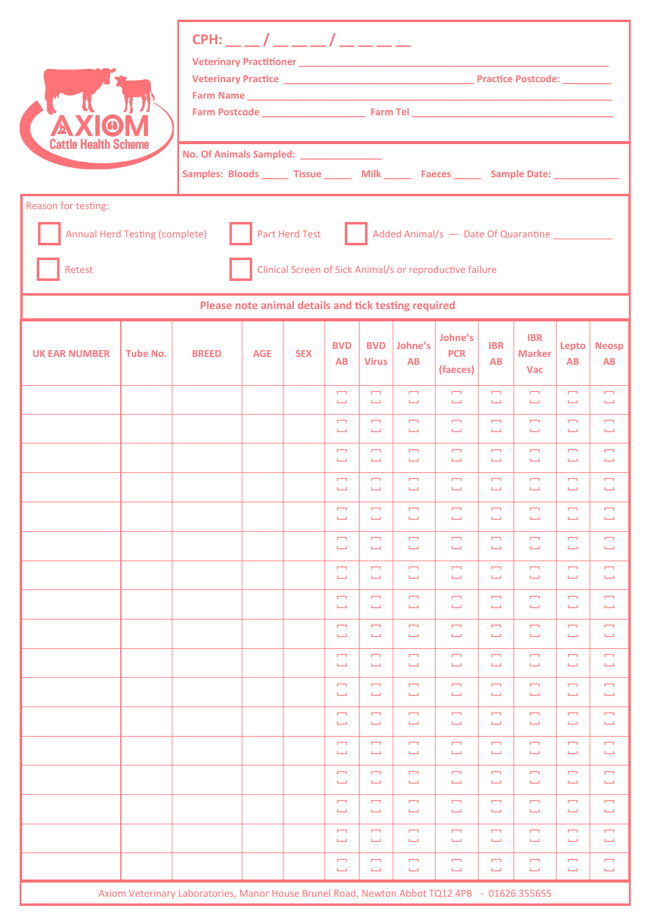# AXIOM Cattle Health Scheme

**CPH:** __ __ / __ __ __ / __ __ __ __

**Veterinary Practitioner** ____________________________________________

**Veterinary Practice** ______________________________ **Practice Postcode:** __________

**Farm Name** ____________________________________________

**Farm Postcode** __________________ **Farm Tel** ______________________________

**No. Of Animals Sampled:** ______________

**Samples: Bloods** _____ **Tissue** _____ **Milk** _____ **Faeces** _____ **Sample Date:** ____________

Reason for testing:

- ☐ Annual Herd Testing (complete)
- ☐ Part Herd Test
- ☐ Added Animal/s — Date Of Quarantine ___________
- ☐ Retest
- ☐ Clinical Screen of Sick Animal/s or reproductive failure

**Please note animal details and tick testing required**

| UK EAR NUMBER | Tube No. | BREED | AGE | SEX | BVD AB | BVD Virus | Johne's AB | Johne's PCR (faeces) | IBR AB | IBR Marker Vac | Lepto AB | Neosp AB |
|---|---|---|---|---|---|---|---|---|---|---|---|---|
| | | | | | ☐ | ☐ | ☐ | ☐ | ☐ | ☐ | ☐ | ☐ |
| | | | | | ☐ | ☐ | ☐ | ☐ | ☐ | ☐ | ☐ | ☐ |
| | | | | | ☐ | ☐ | ☐ | ☐ | ☐ | ☐ | ☐ | ☐ |
| | | | | | ☐ | ☐ | ☐ | ☐ | ☐ | ☐ | ☐ | ☐ |
| | | | | | ☐ | ☐ | ☐ | ☐ | ☐ | ☐ | ☐ | ☐ |
| | | | | | ☐ | ☐ | ☐ | ☐ | ☐ | ☐ | ☐ | ☐ |
| | | | | | ☐ | ☐ | ☐ | ☐ | ☐ | ☐ | ☐ | ☐ |
| | | | | | ☐ | ☐ | ☐ | ☐ | ☐ | ☐ | ☐ | ☐ |
| | | | | | ☐ | ☐ | ☐ | ☐ | ☐ | ☐ | ☐ | ☐ |
| | | | | | ☐ | ☐ | ☐ | ☐ | ☐ | ☐ | ☐ | ☐ |
| | | | | | ☐ | ☐ | ☐ | ☐ | ☐ | ☐ | ☐ | ☐ |
| | | | | | ☐ | ☐ | ☐ | ☐ | ☐ | ☐ | ☐ | ☐ |
| | | | | | ☐ | ☐ | ☐ | ☐ | ☐ | ☐ | ☐ | ☐ |
| | | | | | ☐ | ☐ | ☐ | ☐ | ☐ | ☐ | ☐ | ☐ |
| | | | | | ☐ | ☐ | ☐ | ☐ | ☐ | ☐ | ☐ | ☐ |
| | | | | | ☐ | ☐ | ☐ | ☐ | ☐ | ☐ | ☐ | ☐ |
| | | | | | ☐ | ☐ | ☐ | ☐ | ☐ | ☐ | ☐ | ☐ |

Axiom Veterinary Laboratories, Manor House Brunel Road, Newton Abbot TQ12 4PB - 01626 355655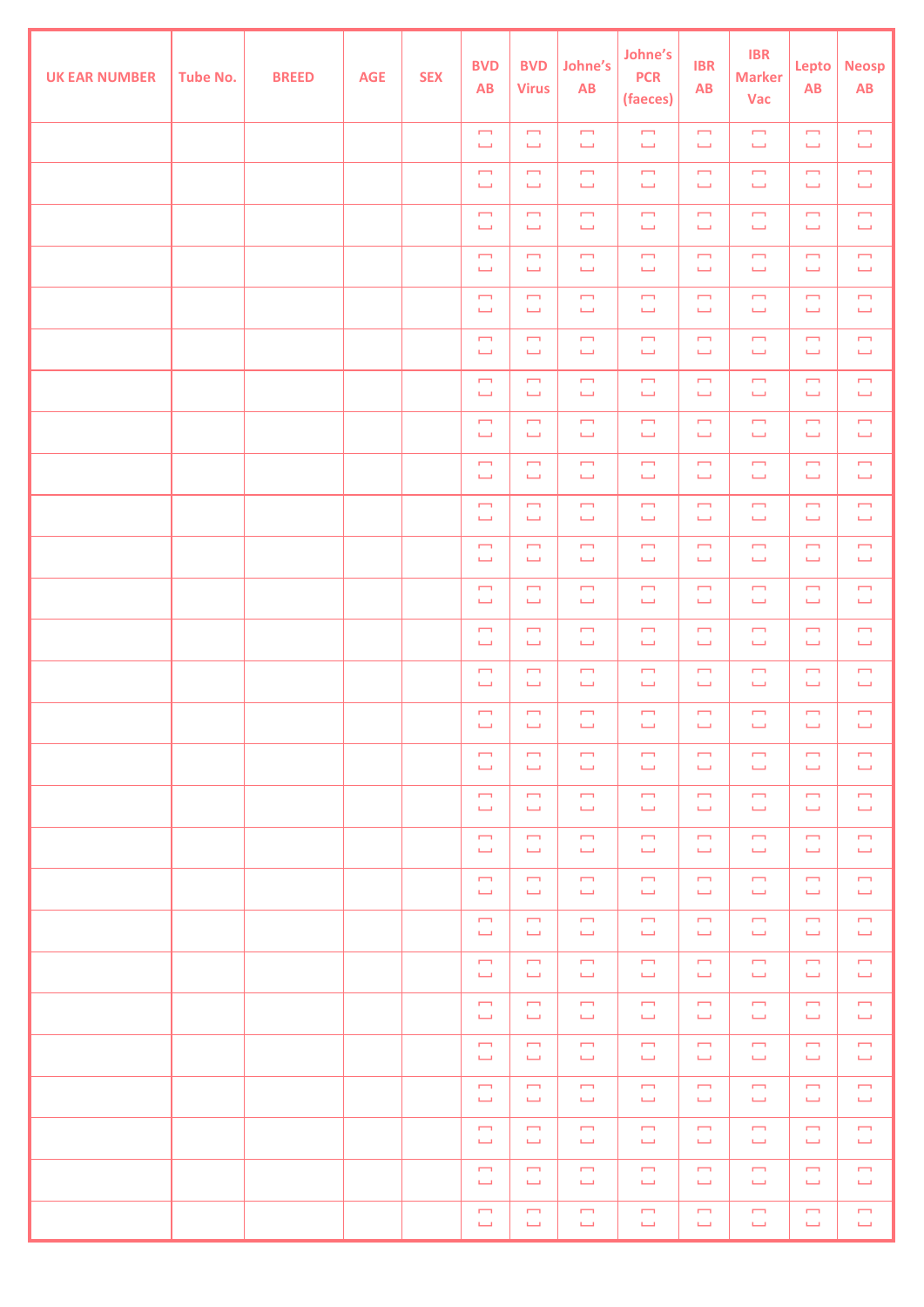| UK EAR NUMBER | Tube No. | BREED | AGE | SEX | BVD AB | BVD Virus | Johne's AB | Johne's PCR (faeces) | IBR AB | IBR Marker Vac | Lepto AB | Neosp AB |
|---|---|---|---|---|---|---|---|---|---|---|---|---|
| | | | | | ☐ | ☐ | ☐ | ☐ | ☐ | ☐ | ☐ | ☐ |
| | | | | | ☐ | ☐ | ☐ | ☐ | ☐ | ☐ | ☐ | ☐ |
| | | | | | ☐ | ☐ | ☐ | ☐ | ☐ | ☐ | ☐ | ☐ |
| | | | | | ☐ | ☐ | ☐ | ☐ | ☐ | ☐ | ☐ | ☐ |
| | | | | | ☐ | ☐ | ☐ | ☐ | ☐ | ☐ | ☐ | ☐ |
| | | | | | ☐ | ☐ | ☐ | ☐ | ☐ | ☐ | ☐ | ☐ |
| | | | | | ☐ | ☐ | ☐ | ☐ | ☐ | ☐ | ☐ | ☐ |
| | | | | | ☐ | ☐ | ☐ | ☐ | ☐ | ☐ | ☐ | ☐ |
| | | | | | ☐ | ☐ | ☐ | ☐ | ☐ | ☐ | ☐ | ☐ |
| | | | | | ☐ | ☐ | ☐ | ☐ | ☐ | ☐ | ☐ | ☐ |
| | | | | | ☐ | ☐ | ☐ | ☐ | ☐ | ☐ | ☐ | ☐ |
| | | | | | ☐ | ☐ | ☐ | ☐ | ☐ | ☐ | ☐ | ☐ |
| | | | | | ☐ | ☐ | ☐ | ☐ | ☐ | ☐ | ☐ | ☐ |
| | | | | | ☐ | ☐ | ☐ | ☐ | ☐ | ☐ | ☐ | ☐ |
| | | | | | ☐ | ☐ | ☐ | ☐ | ☐ | ☐ | ☐ | ☐ |
| | | | | | ☐ | ☐ | ☐ | ☐ | ☐ | ☐ | ☐ | ☐ |
| | | | | | ☐ | ☐ | ☐ | ☐ | ☐ | ☐ | ☐ | ☐ |
| | | | | | ☐ | ☐ | ☐ | ☐ | ☐ | ☐ | ☐ | ☐ |
| | | | | | ☐ | ☐ | ☐ | ☐ | ☐ | ☐ | ☐ | ☐ |
| | | | | | ☐ | ☐ | ☐ | ☐ | ☐ | ☐ | ☐ | ☐ |
| | | | | | ☐ | ☐ | ☐ | ☐ | ☐ | ☐ | ☐ | ☐ |
| | | | | | ☐ | ☐ | ☐ | ☐ | ☐ | ☐ | ☐ | ☐ |
| | | | | | ☐ | ☐ | ☐ | ☐ | ☐ | ☐ | ☐ | ☐ |
| | | | | | ☐ | ☐ | ☐ | ☐ | ☐ | ☐ | ☐ | ☐ |
| | | | | | ☐ | ☐ | ☐ | ☐ | ☐ | ☐ | ☐ | ☐ |
| | | | | | ☐ | ☐ | ☐ | ☐ | ☐ | ☐ | ☐ | ☐ |
| | | | | | ☐ | ☐ | ☐ | ☐ | ☐ | ☐ | ☐ | ☐ |